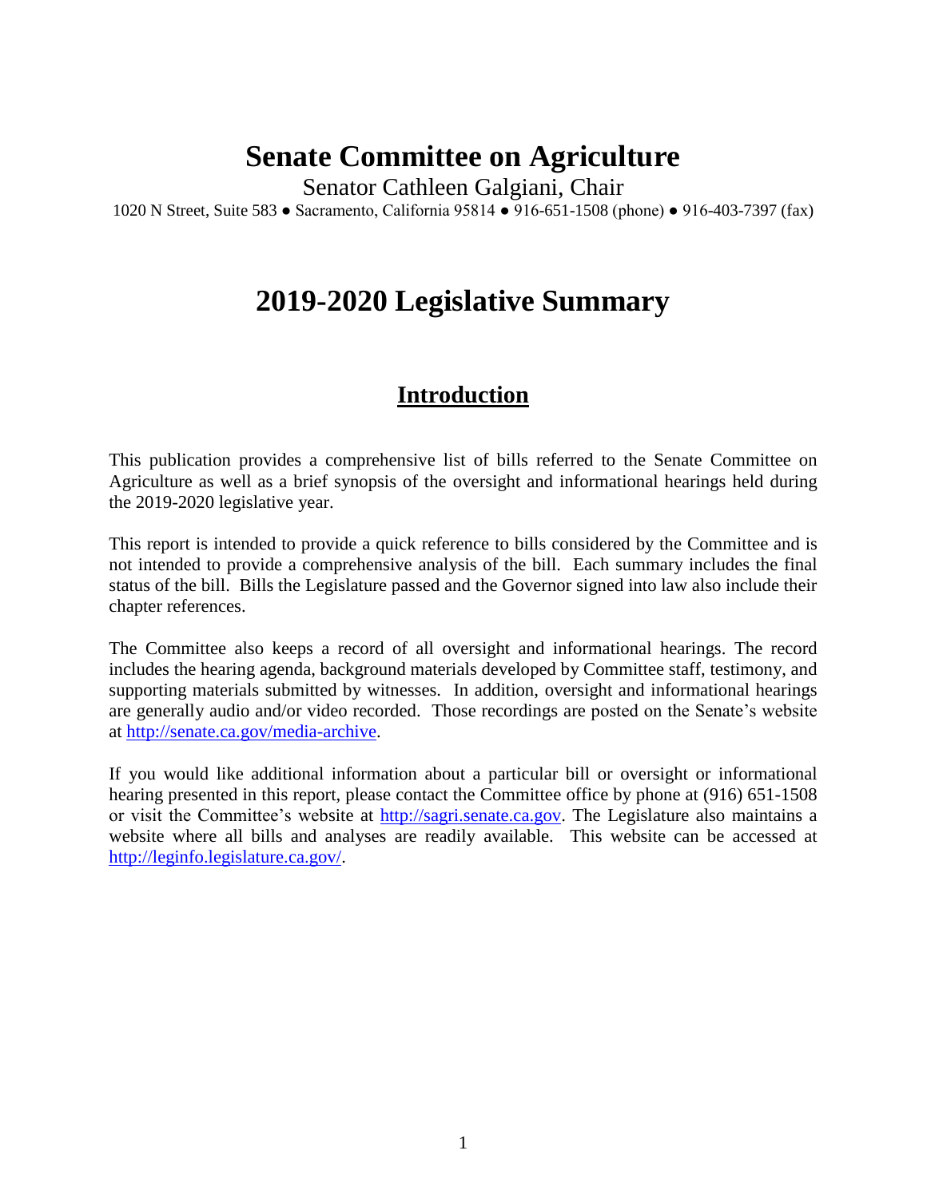# Senate Committee on Agriculture

Senator Cathleen Galgiani, Chair

1020 N Street, Suite 583 ● Sacramento, California 95814 ● 916-651-1508 (phone) ● 916-403-7397 (fax)

# 2019-2020 Legislative Summary

## Introduction

This publication provides a comprehensive list of bills referred to the Senate Committee on Agriculture as well as a brief synopsis of the oversight and informational hearings held during the 2019-2020 legislative year.

This report is intended to provide a quick reference to bills considered by the Committee and is not intended to provide a comprehensive analysis of the bill. Each summary includes the final status of the bill. Bills the Legislature passed and the Governor signed into law also include their chapter references.

The Committee also keeps a record of all oversight and informational hearings. The record includes the hearing agenda, background materials developed by Committee staff, testimony, and supporting materials submitted by witnesses. In addition, oversight and informational hearings are generally audio and/or video recorded. Those recordings are posted on the Senate's website at http://senate.ca.gov/media-archive.

If you would like additional information about a particular bill or oversight or informational hearing presented in this report, please contact the Committee office by phone at (916) 651-1508 or visit the Committee's website at http://sagri.senate.ca.gov. The Legislature also maintains a website where all bills and analyses are readily available. This website can be accessed at http://leginfo.legislature.ca.gov/.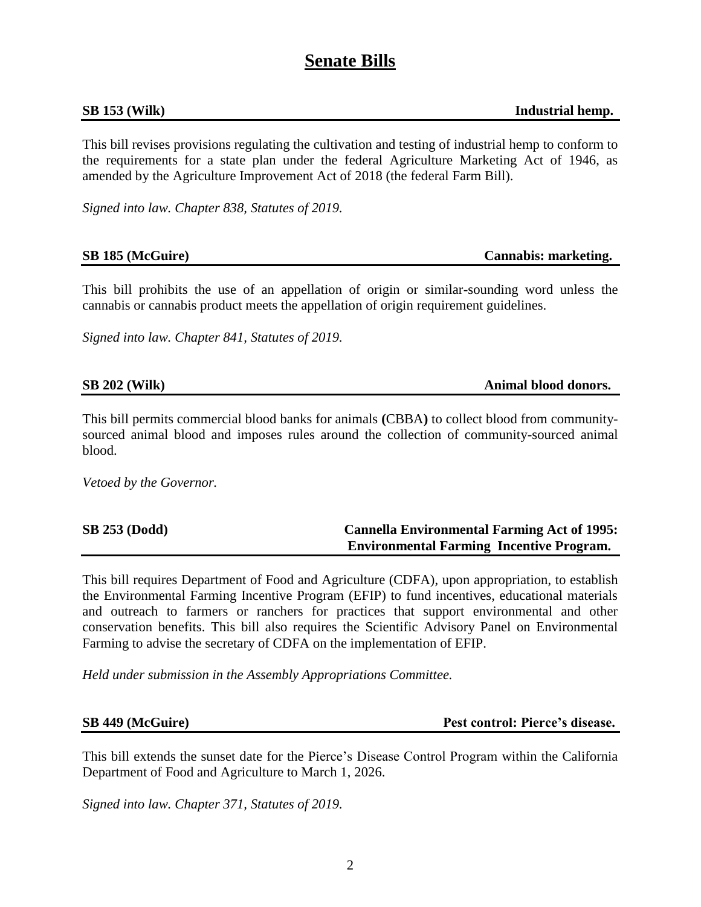# Senate Bills

**SB 153 (Wilk)** **Industrial hemp.**

This bill revises provisions regulating the cultivation and testing of industrial hemp to conform to the requirements for a state plan under the federal Agriculture Marketing Act of 1946, as amended by the Agriculture Improvement Act of 2018 (the federal Farm Bill).

*Signed into law. Chapter 838, Statutes of 2019.*

**SB 185 (McGuire)** **Cannabis: marketing.**

This bill prohibits the use of an appellation of origin or similar-sounding word unless the cannabis or cannabis product meets the appellation of origin requirement guidelines.

*Signed into law. Chapter 841, Statutes of 2019.*

**SB 202 (Wilk)** **Animal blood donors.**

This bill permits commercial blood banks for animals **(**CBBA**)** to collect blood from community-sourced animal blood and imposes rules around the collection of community-sourced animal blood.

*Vetoed by the Governor.*

**SB 253 (Dodd)** **Cannella Environmental Farming Act of 1995: Environmental Farming Incentive Program.**

This bill requires Department of Food and Agriculture (CDFA), upon appropriation, to establish the Environmental Farming Incentive Program (EFIP) to fund incentives, educational materials and outreach to farmers or ranchers for practices that support environmental and other conservation benefits. This bill also requires the Scientific Advisory Panel on Environmental Farming to advise the secretary of CDFA on the implementation of EFIP.

*Held under submission in the Assembly Appropriations Committee.*

**SB 449 (McGuire)** **Pest control: Pierce's disease.**

This bill extends the sunset date for the Pierce's Disease Control Program within the California Department of Food and Agriculture to March 1, 2026.

*Signed into law. Chapter 371, Statutes of 2019.*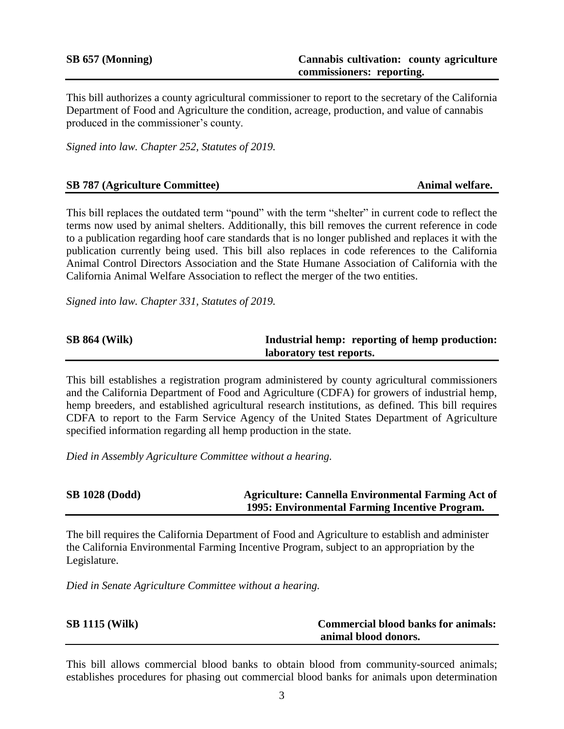**SB 657 (Monning)** — **Cannabis cultivation: county agriculture commissioners: reporting.**

This bill authorizes a county agricultural commissioner to report to the secretary of the California Department of Food and Agriculture the condition, acreage, production, and value of cannabis produced in the commissioner's county.

*Signed into law. Chapter 252, Statutes of 2019.*

**SB 787 (Agriculture Committee)** — **Animal welfare.**

This bill replaces the outdated term "pound" with the term "shelter" in current code to reflect the terms now used by animal shelters. Additionally, this bill removes the current reference in code to a publication regarding hoof care standards that is no longer published and replaces it with the publication currently being used. This bill also replaces in code references to the California Animal Control Directors Association and the State Humane Association of California with the California Animal Welfare Association to reflect the merger of the two entities.

*Signed into law. Chapter 331, Statutes of 2019.*

**SB 864 (Wilk)** — **Industrial hemp: reporting of hemp production: laboratory test reports.**

This bill establishes a registration program administered by county agricultural commissioners and the California Department of Food and Agriculture (CDFA) for growers of industrial hemp, hemp breeders, and established agricultural research institutions, as defined. This bill requires CDFA to report to the Farm Service Agency of the United States Department of Agriculture specified information regarding all hemp production in the state.

*Died in Assembly Agriculture Committee without a hearing.*

**SB 1028 (Dodd)** — **Agriculture: Cannella Environmental Farming Act of 1995: Environmental Farming Incentive Program.**

The bill requires the California Department of Food and Agriculture to establish and administer the California Environmental Farming Incentive Program, subject to an appropriation by the Legislature.

*Died in Senate Agriculture Committee without a hearing.*

**SB 1115 (Wilk)** — **Commercial blood banks for animals: animal blood donors.**

This bill allows commercial blood banks to obtain blood from community-sourced animals; establishes procedures for phasing out commercial blood banks for animals upon determination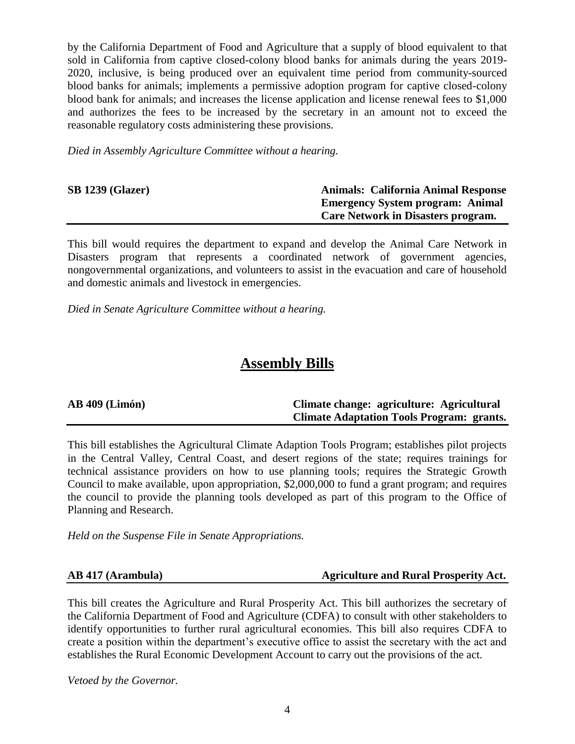by the California Department of Food and Agriculture that a supply of blood equivalent to that sold in California from captive closed-colony blood banks for animals during the years 2019-2020, inclusive, is being produced over an equivalent time period from community-sourced blood banks for animals; implements a permissive adoption program for captive closed-colony blood bank for animals; and increases the license application and license renewal fees to $1,000 and authorizes the fees to be increased by the secretary in an amount not to exceed the reasonable regulatory costs administering these provisions.

*Died in Assembly Agriculture Committee without a hearing.*

| **SB 1239 (Glazer)** | **Animals: California Animal Response Emergency System program: Animal Care Network in Disasters program.** |
|---|---|

This bill would requires the department to expand and develop the Animal Care Network in Disasters program that represents a coordinated network of government agencies, nongovernmental organizations, and volunteers to assist in the evacuation and care of household and domestic animals and livestock in emergencies.

*Died in Senate Agriculture Committee without a hearing.*

## Assembly Bills

| **AB 409 (Limón)** | **Climate change: agriculture: Agricultural Climate Adaptation Tools Program: grants.** |
|---|---|

This bill establishes the Agricultural Climate Adaption Tools Program; establishes pilot projects in the Central Valley, Central Coast, and desert regions of the state; requires trainings for technical assistance providers on how to use planning tools; requires the Strategic Growth Council to make available, upon appropriation, $2,000,000 to fund a grant program; and requires the council to provide the planning tools developed as part of this program to the Office of Planning and Research.

*Held on the Suspense File in Senate Appropriations.*

| **AB 417 (Arambula)** | **Agriculture and Rural Prosperity Act.** |
|---|---|

This bill creates the Agriculture and Rural Prosperity Act. This bill authorizes the secretary of the California Department of Food and Agriculture (CDFA) to consult with other stakeholders to identify opportunities to further rural agricultural economies. This bill also requires CDFA to create a position within the department's executive office to assist the secretary with the act and establishes the Rural Economic Development Account to carry out the provisions of the act.

*Vetoed by the Governor.*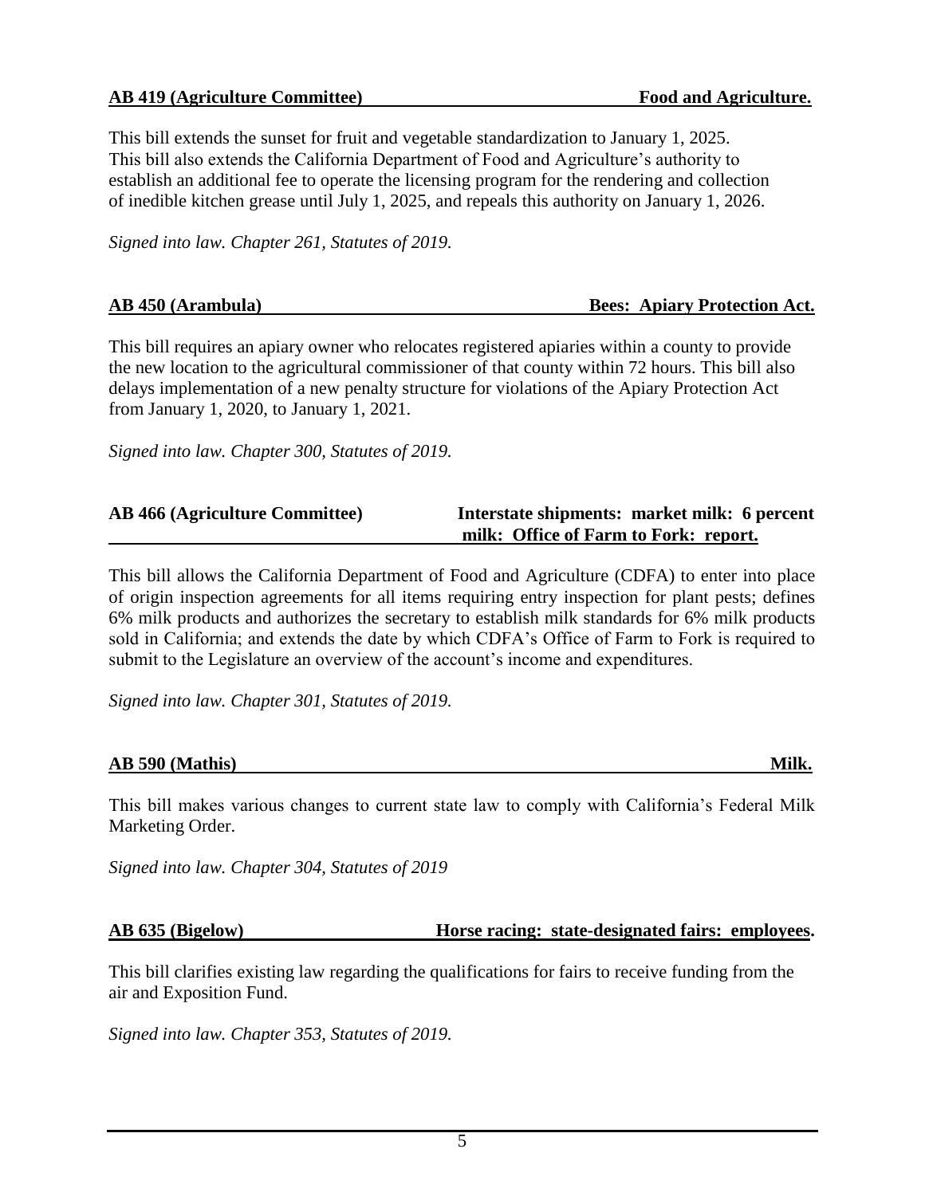**AB 419 (Agriculture Committee) Food and Agriculture.**

This bill extends the sunset for fruit and vegetable standardization to January 1, 2025. This bill also extends the California Department of Food and Agriculture's authority to establish an additional fee to operate the licensing program for the rendering and collection of inedible kitchen grease until July 1, 2025, and repeals this authority on January 1, 2026.

*Signed into law. Chapter 261, Statutes of 2019.*

**AB 450 (Arambula) Bees: Apiary Protection Act.**

This bill requires an apiary owner who relocates registered apiaries within a county to provide the new location to the agricultural commissioner of that county within 72 hours. This bill also delays implementation of a new penalty structure for violations of the Apiary Protection Act from January 1, 2020, to January 1, 2021.

*Signed into law. Chapter 300, Statutes of 2019.*

**AB 466 (Agriculture Committee) Interstate shipments: market milk: 6 percent milk: Office of Farm to Fork: report.**

This bill allows the California Department of Food and Agriculture (CDFA) to enter into place of origin inspection agreements for all items requiring entry inspection for plant pests; defines 6% milk products and authorizes the secretary to establish milk standards for 6% milk products sold in California; and extends the date by which CDFA's Office of Farm to Fork is required to submit to the Legislature an overview of the account's income and expenditures.

*Signed into law. Chapter 301, Statutes of 2019.*

**AB 590 (Mathis) Milk.**

This bill makes various changes to current state law to comply with California's Federal Milk Marketing Order.

*Signed into law. Chapter 304, Statutes of 2019*

**AB 635 (Bigelow) Horse racing: state-designated fairs: employees.**

This bill clarifies existing law regarding the qualifications for fairs to receive funding from the air and Exposition Fund.

*Signed into law. Chapter 353, Statutes of 2019.*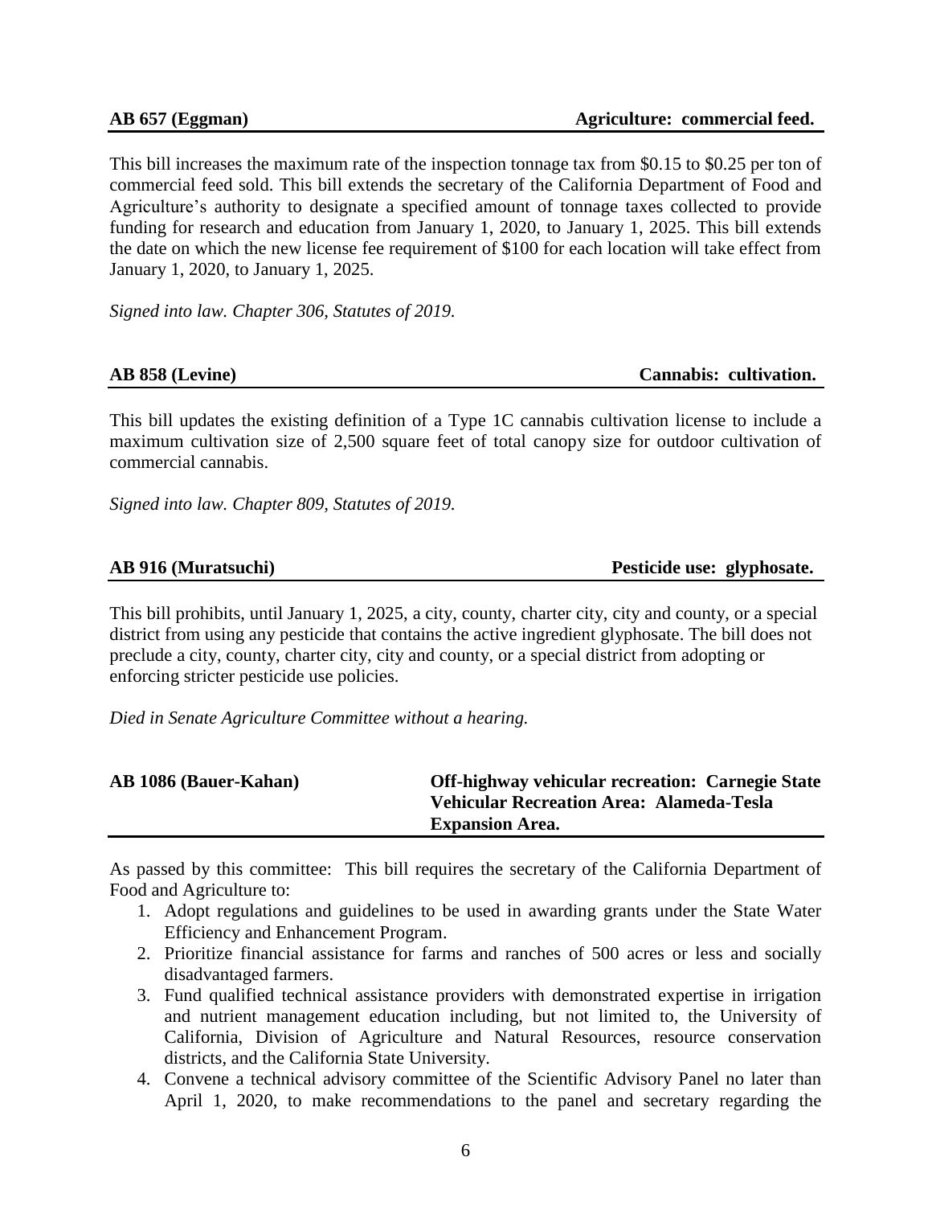**AB 657 (Eggman)** **Agriculture: commercial feed.**

This bill increases the maximum rate of the inspection tonnage tax from $0.15 to $0.25 per ton of commercial feed sold. This bill extends the secretary of the California Department of Food and Agriculture's authority to designate a specified amount of tonnage taxes collected to provide funding for research and education from January 1, 2020, to January 1, 2025. This bill extends the date on which the new license fee requirement of $100 for each location will take effect from January 1, 2020, to January 1, 2025.

*Signed into law. Chapter 306, Statutes of 2019.*

**AB 858 (Levine)** **Cannabis: cultivation.**

This bill updates the existing definition of a Type 1C cannabis cultivation license to include a maximum cultivation size of 2,500 square feet of total canopy size for outdoor cultivation of commercial cannabis.

*Signed into law. Chapter 809, Statutes of 2019.*

**AB 916 (Muratsuchi)** **Pesticide use: glyphosate.**

This bill prohibits, until January 1, 2025, a city, county, charter city, city and county, or a special district from using any pesticide that contains the active ingredient glyphosate. The bill does not preclude a city, county, charter city, city and county, or a special district from adopting or enforcing stricter pesticide use policies.

*Died in Senate Agriculture Committee without a hearing.*

**AB 1086 (Bauer-Kahan)** **Off-highway vehicular recreation: Carnegie State Vehicular Recreation Area: Alameda-Tesla Expansion Area.**

As passed by this committee: This bill requires the secretary of the California Department of Food and Agriculture to:

1. Adopt regulations and guidelines to be used in awarding grants under the State Water Efficiency and Enhancement Program.
2. Prioritize financial assistance for farms and ranches of 500 acres or less and socially disadvantaged farmers.
3. Fund qualified technical assistance providers with demonstrated expertise in irrigation and nutrient management education including, but not limited to, the University of California, Division of Agriculture and Natural Resources, resource conservation districts, and the California State University.
4. Convene a technical advisory committee of the Scientific Advisory Panel no later than April 1, 2020, to make recommendations to the panel and secretary regarding the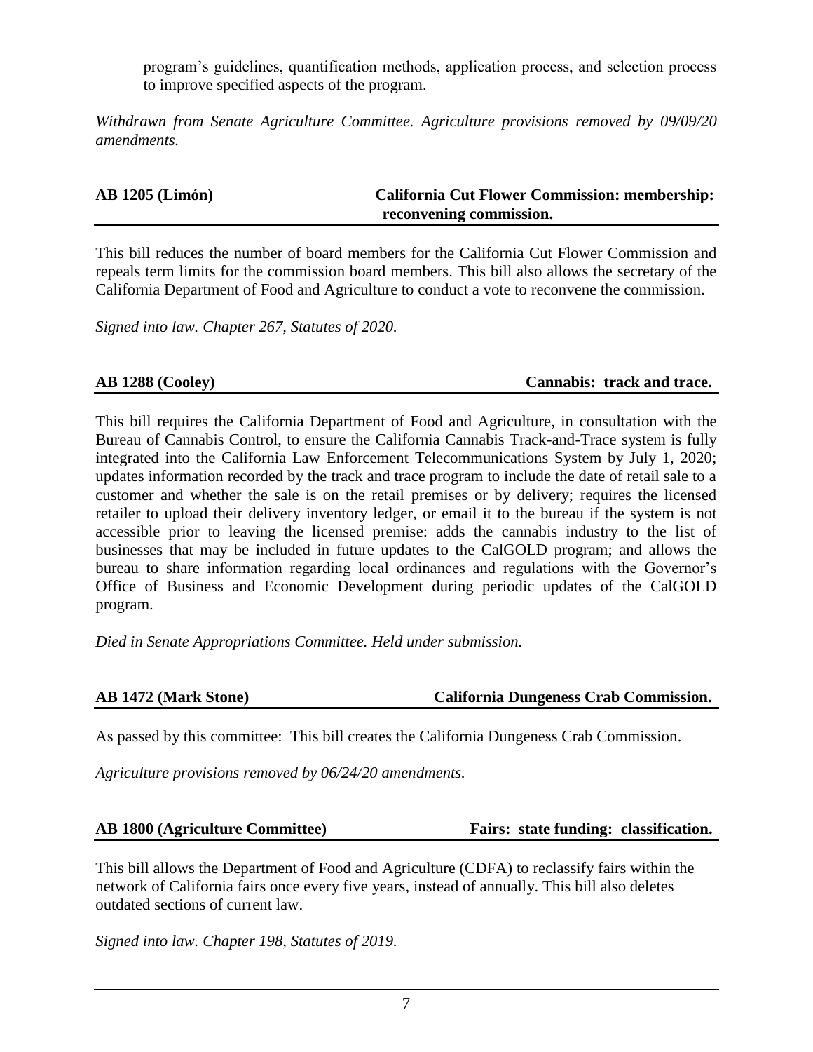program's guidelines, quantification methods, application process, and selection process to improve specified aspects of the program.

*Withdrawn from Senate Agriculture Committee. Agriculture provisions removed by 09/09/20 amendments.*

**AB 1205 (Limón) — California Cut Flower Commission: membership: reconvening commission.**

This bill reduces the number of board members for the California Cut Flower Commission and repeals term limits for the commission board members. This bill also allows the secretary of the California Department of Food and Agriculture to conduct a vote to reconvene the commission.

*Signed into law. Chapter 267, Statutes of 2020.*

**AB 1288 (Cooley) — Cannabis: track and trace.**

This bill requires the California Department of Food and Agriculture, in consultation with the Bureau of Cannabis Control, to ensure the California Cannabis Track-and-Trace system is fully integrated into the California Law Enforcement Telecommunications System by July 1, 2020; updates information recorded by the track and trace program to include the date of retail sale to a customer and whether the sale is on the retail premises or by delivery; requires the licensed retailer to upload their delivery inventory ledger, or email it to the bureau if the system is not accessible prior to leaving the licensed premise: adds the cannabis industry to the list of businesses that may be included in future updates to the CalGOLD program; and allows the bureau to share information regarding local ordinances and regulations with the Governor's Office of Business and Economic Development during periodic updates of the CalGOLD program.

*Died in Senate Appropriations Committee. Held under submission.*

**AB 1472 (Mark Stone) — California Dungeness Crab Commission.**

As passed by this committee: This bill creates the California Dungeness Crab Commission.

*Agriculture provisions removed by 06/24/20 amendments.*

**AB 1800 (Agriculture Committee) — Fairs: state funding: classification.**

This bill allows the Department of Food and Agriculture (CDFA) to reclassify fairs within the network of California fairs once every five years, instead of annually. This bill also deletes outdated sections of current law.

*Signed into law. Chapter 198, Statutes of 2019.*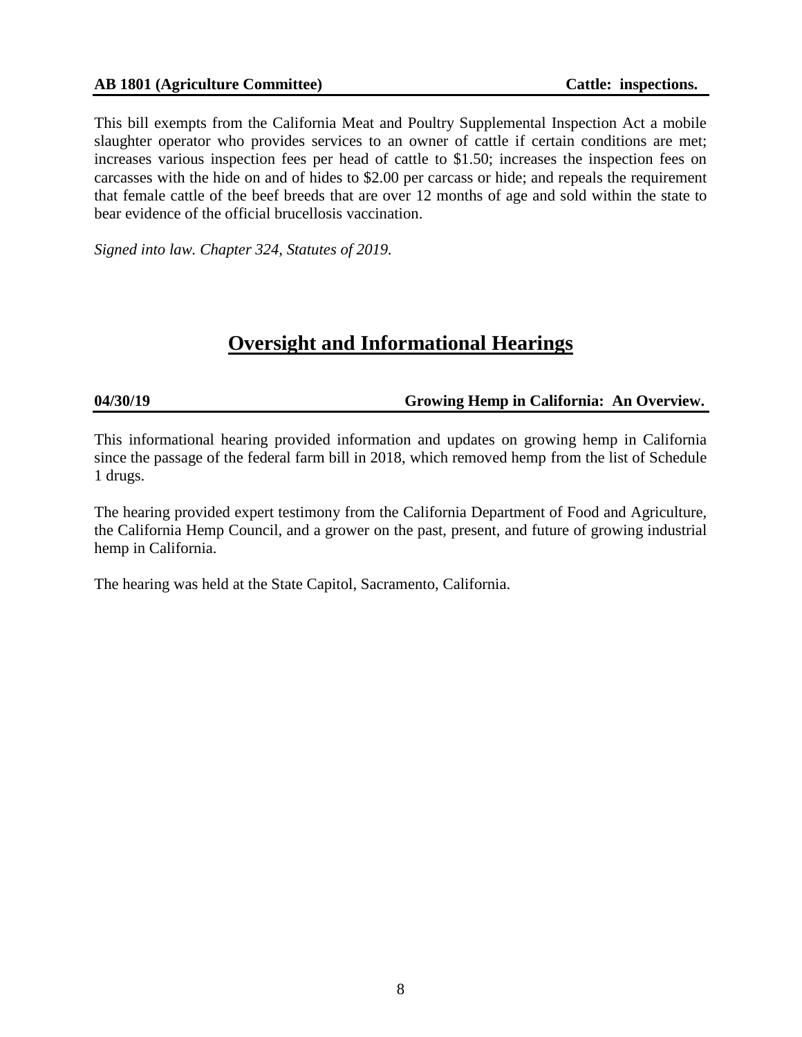**AB 1801 (Agriculture Committee) Cattle: inspections.**

This bill exempts from the California Meat and Poultry Supplemental Inspection Act a mobile slaughter operator who provides services to an owner of cattle if certain conditions are met; increases various inspection fees per head of cattle to $1.50; increases the inspection fees on carcasses with the hide on and of hides to $2.00 per carcass or hide; and repeals the requirement that female cattle of the beef breeds that are over 12 months of age and sold within the state to bear evidence of the official brucellosis vaccination.

*Signed into law. Chapter 324, Statutes of 2019.*

## Oversight and Informational Hearings

**04/30/19 Growing Hemp in California: An Overview.**

This informational hearing provided information and updates on growing hemp in California since the passage of the federal farm bill in 2018, which removed hemp from the list of Schedule 1 drugs.

The hearing provided expert testimony from the California Department of Food and Agriculture, the California Hemp Council, and a grower on the past, present, and future of growing industrial hemp in California.

The hearing was held at the State Capitol, Sacramento, California.